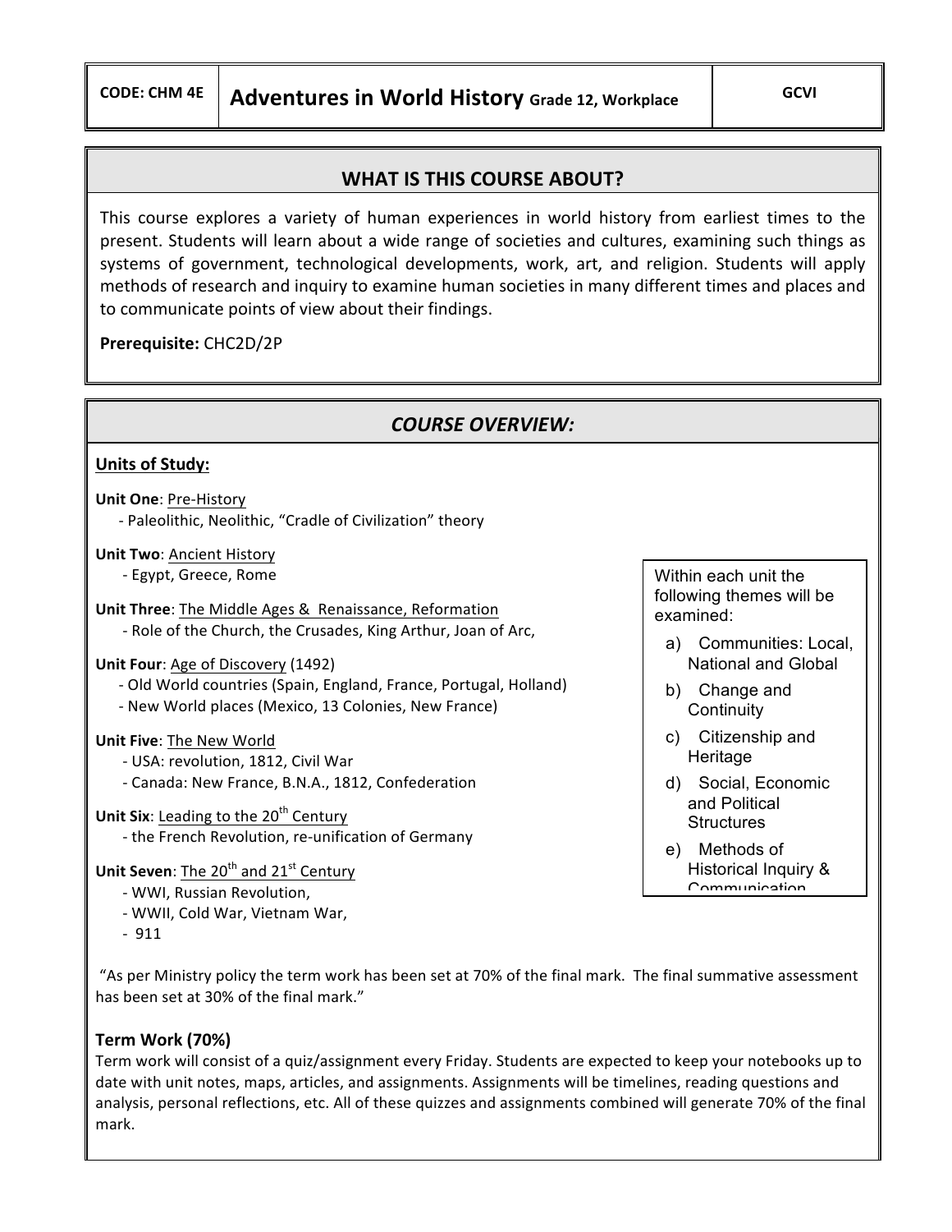| CODE: CHM 4E | Adventures in World History Grade 12, Workplace | GCVI |
|---|---|---|

## WHAT IS THIS COURSE ABOUT?

This course explores a variety of human experiences in world history from earliest times to the present. Students will learn about a wide range of societies and cultures, examining such things as systems of government, technological developments, work, art, and religion. Students will apply methods of research and inquiry to examine human societies in many different times and places and to communicate points of view about their findings.

**Prerequisite:** CHC2D/2P

## *COURSE OVERVIEW:*

**Units of Study:**

**Unit One**: Pre-History
- Paleolithic, Neolithic, "Cradle of Civilization" theory

**Unit Two**: Ancient History
- Egypt, Greece, Rome

**Unit Three**: The Middle Ages & Renaissance, Reformation
- Role of the Church, the Crusades, King Arthur, Joan of Arc,

**Unit Four**: Age of Discovery (1492)
- Old World countries (Spain, England, France, Portugal, Holland)
- New World places (Mexico, 13 Colonies, New France)

**Unit Five**: The New World
- USA: revolution, 1812, Civil War
- Canada: New France, B.N.A., 1812, Confederation

**Unit Six**: Leading to the 20th Century
- the French Revolution, re-unification of Germany

**Unit Seven**: The 20th and 21st Century
- WWI, Russian Revolution,
- WWII, Cold War, Vietnam War,
- 911

Within each unit the following themes will be examined:

a) Communities: Local, National and Global
b) Change and Continuity
c) Citizenship and Heritage
d) Social, Economic and Political Structures
e) Methods of Historical Inquiry & Communication

"As per Ministry policy the term work has been set at 70% of the final mark. The final summative assessment has been set at 30% of the final mark."

### Term Work (70%)

Term work will consist of a quiz/assignment every Friday. Students are expected to keep your notebooks up to date with unit notes, maps, articles, and assignments. Assignments will be timelines, reading questions and analysis, personal reflections, etc. All of these quizzes and assignments combined will generate 70% of the final mark.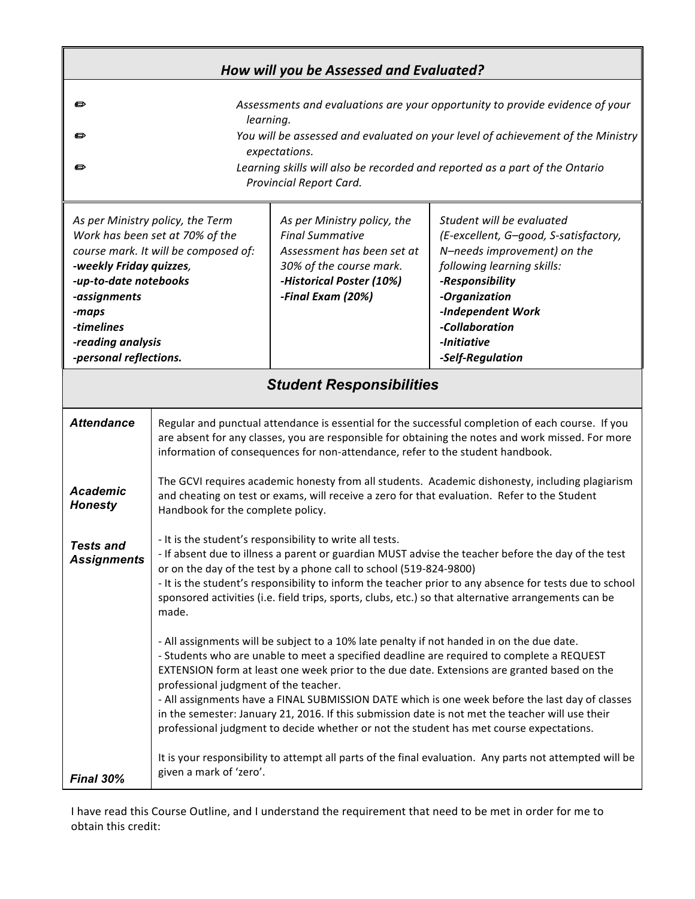## *How will you be Assessed and Evaluated?*

- ✏ *Assessments and evaluations are your opportunity to provide evidence of your learning.*
- ✏ *You will be assessed and evaluated on your level of achievement of the Ministry expectations.*
- ✏ *Learning skills will also be recorded and reported as a part of the Ontario Provincial Report Card.*

| | | |
|---|---|---|
| *As per Ministry policy, the Term Work has been set at 70% of the course mark. It will be composed of:*<br>***-weekly Friday quizzes**,*<br>***-up-to-date notebooks***<br>***-assignments***<br>***-maps***<br>***-timelines***<br>***-reading analysis***<br>***-personal reflections.*** | *As per Ministry policy, the Final Summative Assessment has been set at 30% of the course mark.*<br>***-Historical Poster (10%)***<br>***-Final Exam (20%)*** | *Student will be evaluated (E-excellent, G–good, S-satisfactory, N–needs improvement) on the following learning skills:*<br>***-Responsibility***<br>***-Organization***<br>***-Independent Work***<br>***-Collaboration***<br>***-Initiative***<br>***-Self-Regulation*** |

## *Student Responsibilities*

| | |
|---|---|
| ***Attendance*** | Regular and punctual attendance is essential for the successful completion of each course. If you are absent for any classes, you are responsible for obtaining the notes and work missed. For more information of consequences for non-attendance, refer to the student handbook. |
| ***Academic Honesty*** | The GCVI requires academic honesty from all students. Academic dishonesty, including plagiarism and cheating on test or exams, will receive a zero for that evaluation. Refer to the Student Handbook for the complete policy. |
| ***Tests and Assignments*** | - It is the student's responsibility to write all tests.<br>- If absent due to illness a parent or guardian MUST advise the teacher before the day of the test or on the day of the test by a phone call to school (519-824-9800)<br>- It is the student's responsibility to inform the teacher prior to any absence for tests due to school sponsored activities (i.e. field trips, sports, clubs, etc.) so that alternative arrangements can be made.<br><br>- All assignments will be subject to a 10% late penalty if not handed in on the due date.<br>- Students who are unable to meet a specified deadline are required to complete a REQUEST EXTENSION form at least one week prior to the due date. Extensions are granted based on the professional judgment of the teacher.<br>- All assignments have a FINAL SUBMISSION DATE which is one week before the last day of classes in the semester: January 21, 2016. If this submission date is not met the teacher will use their professional judgment to decide whether or not the student has met course expectations. |
| ***Final 30%*** | It is your responsibility to attempt all parts of the final evaluation. Any parts not attempted will be given a mark of 'zero'. |

I have read this Course Outline, and I understand the requirement that need to be met in order for me to obtain this credit: